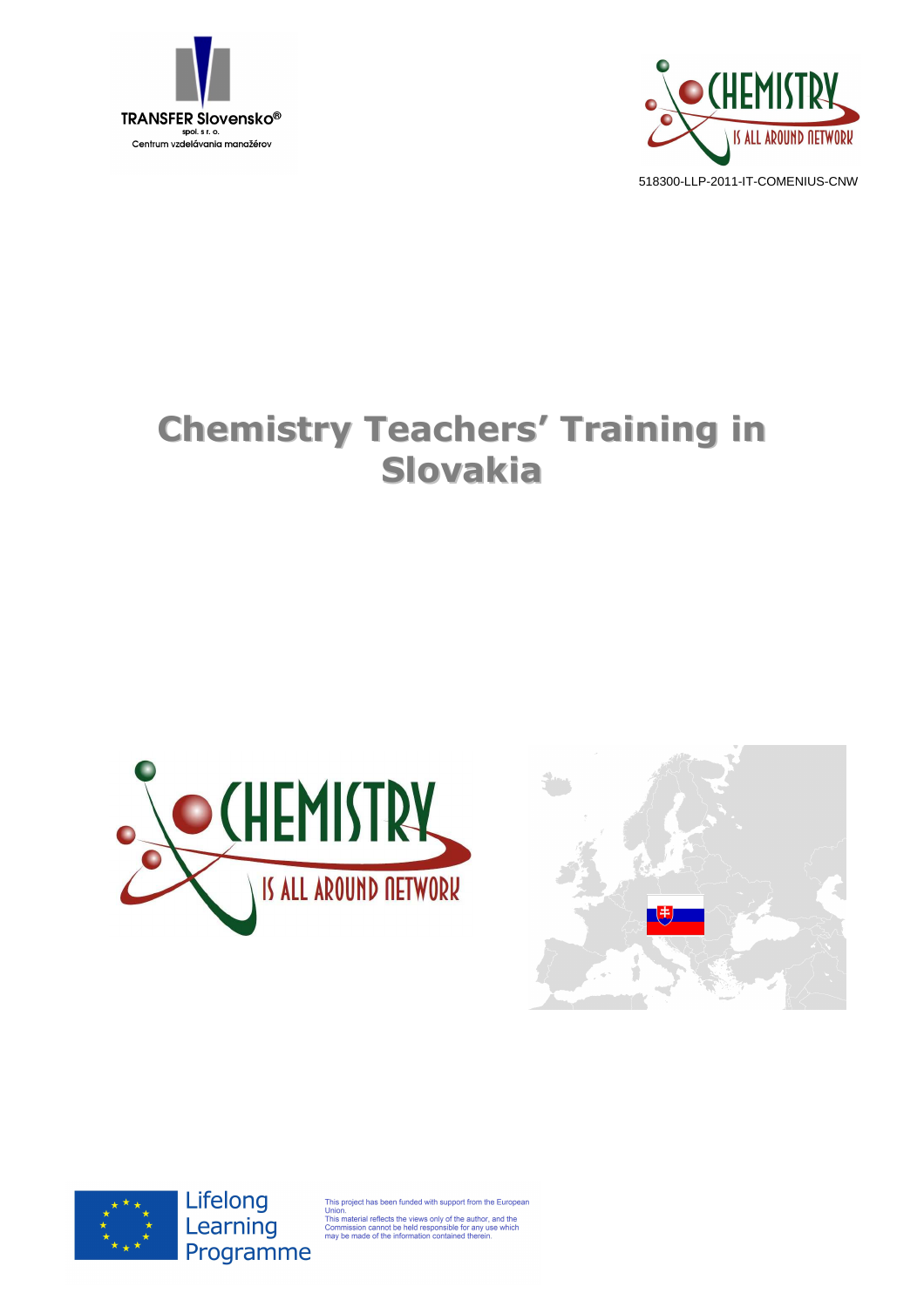TRANSFER Slovensko®
spol. s r. o.
Centrum vzdelávania manažérov

518300-LLP-2011-IT-COMENIUS-CNW

# Chemistry Teachers' Training in Slovakia

Lifelong Learning Programme

This project has been funded with support from the European Union.
This material reflects the views only of the author, and the Commission cannot be held responsible for any use which may be made of the information contained therein.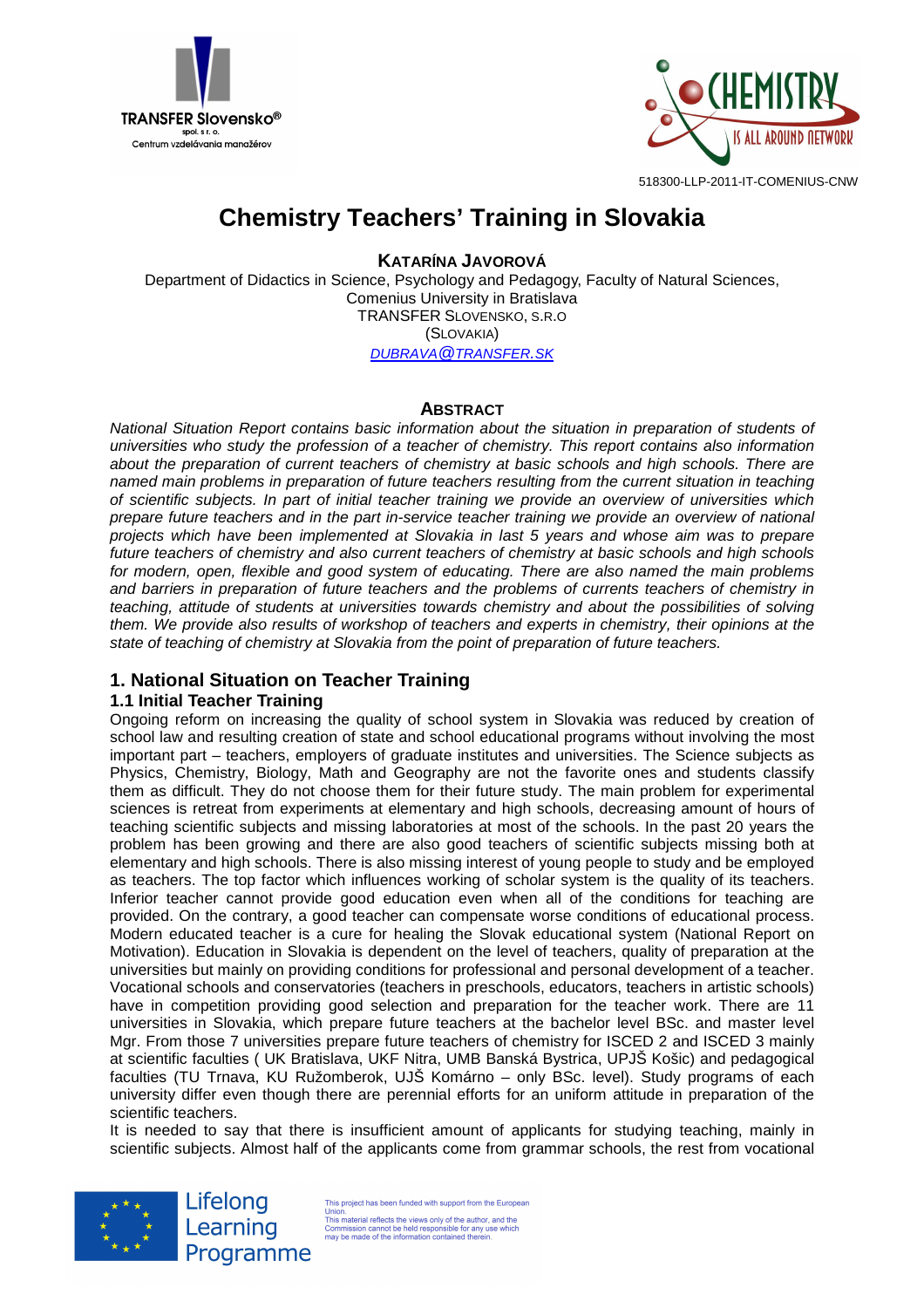518300-LLP-2011-IT-COMENIUS-CNW

# Chemistry Teachers' Training in Slovakia

**KATARÍNA JAVOROVÁ**

Department of Didactics in Science, Psychology and Pedagogy, Faculty of Natural Sciences, Comenius University in Bratislava
TRANSFER SLOVENSKO, S.R.O
(SLOVAKIA)
DUBRAVA@TRANSFER.SK

## ABSTRACT

*National Situation Report contains basic information about the situation in preparation of students of universities who study the profession of a teacher of chemistry. This report contains also information about the preparation of current teachers of chemistry at basic schools and high schools. There are named main problems in preparation of future teachers resulting from the current situation in teaching of scientific subjects. In part of initial teacher training we provide an overview of universities which prepare future teachers and in the part in-service teacher training we provide an overview of national projects which have been implemented at Slovakia in last 5 years and whose aim was to prepare future teachers of chemistry and also current teachers of chemistry at basic schools and high schools for modern, open, flexible and good system of educating. There are also named the main problems and barriers in preparation of future teachers and the problems of currents teachers of chemistry in teaching, attitude of students at universities towards chemistry and about the possibilities of solving them. We provide also results of workshop of teachers and experts in chemistry, their opinions at the state of teaching of chemistry at Slovakia from the point of preparation of future teachers.*

## 1. National Situation on Teacher Training

### 1.1 Initial Teacher Training

Ongoing reform on increasing the quality of school system in Slovakia was reduced by creation of school law and resulting creation of state and school educational programs without involving the most important part – teachers, employers of graduate institutes and universities. The Science subjects as Physics, Chemistry, Biology, Math and Geography are not the favorite ones and students classify them as difficult. They do not choose them for their future study. The main problem for experimental sciences is retreat from experiments at elementary and high schools, decreasing amount of hours of teaching scientific subjects and missing laboratories at most of the schools. In the past 20 years the problem has been growing and there are also good teachers of scientific subjects missing both at elementary and high schools. There is also missing interest of young people to study and be employed as teachers. The top factor which influences working of scholar system is the quality of its teachers. Inferior teacher cannot provide good education even when all of the conditions for teaching are provided. On the contrary, a good teacher can compensate worse conditions of educational process. Modern educated teacher is a cure for healing the Slovak educational system (National Report on Motivation). Education in Slovakia is dependent on the level of teachers, quality of preparation at the universities but mainly on providing conditions for professional and personal development of a teacher. Vocational schools and conservatories (teachers in preschools, educators, teachers in artistic schools) have in competition providing good selection and preparation for the teacher work. There are 11 universities in Slovakia, which prepare future teachers at the bachelor level BSc. and master level Mgr. From those 7 universities prepare future teachers of chemistry for ISCED 2 and ISCED 3 mainly at scientific faculties ( UK Bratislava, UKF Nitra, UMB Banská Bystrica, UPJŠ Košic) and pedagogical faculties (TU Trnava, KU Ružomberok, UJŠ Komárno – only BSc. level). Study programs of each university differ even though there are perennial efforts for an uniform attitude in preparation of the scientific teachers.

It is needed to say that there is insufficient amount of applicants for studying teaching, mainly in scientific subjects. Almost half of the applicants come from grammar schools, the rest from vocational

Lifelong Learning Programme

This project has been funded with support from the European Union.
This material reflects the views only of the author, and the Commission cannot be held responsible for any use which may be made of the information contained therein.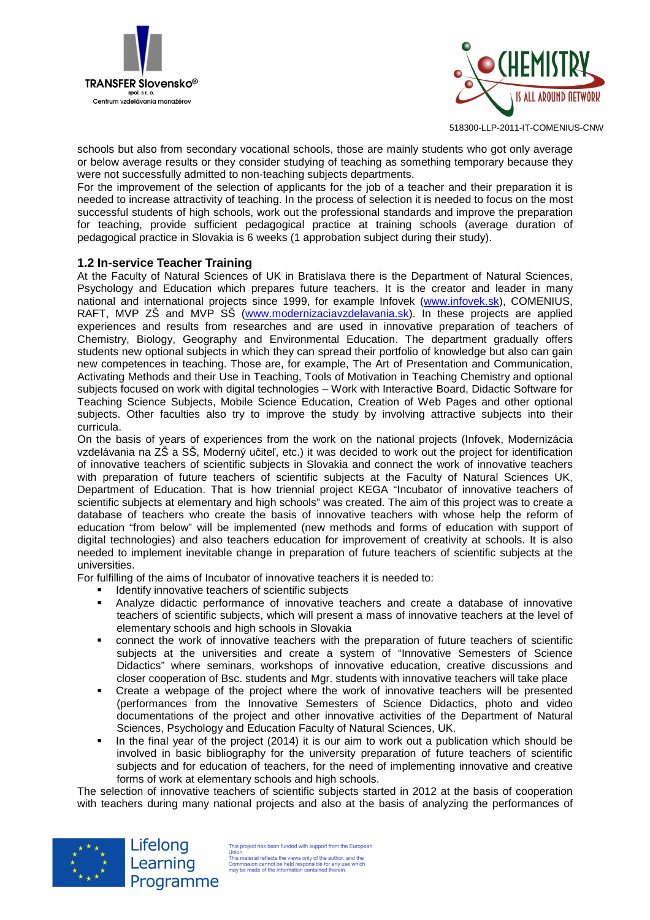schools but also from secondary vocational schools, those are mainly students who got only average or below average results or they consider studying of teaching as something temporary because they were not successfully admitted to non-teaching subjects departments.
For the improvement of the selection of applicants for the job of a teacher and their preparation it is needed to increase attractivity of teaching. In the process of selection it is needed to focus on the most successful students of high schools, work out the professional standards and improve the preparation for teaching, provide sufficient pedagogical practice at training schools (average duration of pedagogical practice in Slovakia is 6 weeks (1 approbation subject during their study).

### 1.2 In-service Teacher Training

At the Faculty of Natural Sciences of UK in Bratislava there is the Department of Natural Sciences, Psychology and Education which prepares future teachers. It is the creator and leader in many national and international projects since 1999, for example Infovek (www.infovek.sk), COMENIUS, RAFT, MVP ZŠ and MVP SŠ (www.modernizaciavzdelavania.sk). In these projects are applied experiences and results from researches and are used in innovative preparation of teachers of Chemistry, Biology, Geography and Environmental Education. The department gradually offers students new optional subjects in which they can spread their portfolio of knowledge but also can gain new competences in teaching. Those are, for example, The Art of Presentation and Communication, Activating Methods and their Use in Teaching, Tools of Motivation in Teaching Chemistry and optional subjects focused on work with digital technologies – Work with Interactive Board, Didactic Software for Teaching Science Subjects, Mobile Science Education, Creation of Web Pages and other optional subjects. Other faculties also try to improve the study by involving attractive subjects into their curricula.
On the basis of years of experiences from the work on the national projects (Infovek, Modernizácia vzdelávania na ZŠ a SŠ, Moderný učiteľ, etc.) it was decided to work out the project for identification of innovative teachers of scientific subjects in Slovakia and connect the work of innovative teachers with preparation of future teachers of scientific subjects at the Faculty of Natural Sciences UK, Department of Education. That is how triennial project KEGA "Incubator of innovative teachers of scientific subjects at elementary and high schools" was created. The aim of this project was to create a database of teachers who create the basis of innovative teachers with whose help the reform of education "from below" will be implemented (new methods and forms of education with support of digital technologies) and also teachers education for improvement of creativity at schools. It is also needed to implement inevitable change in preparation of future teachers of scientific subjects at the universities.
For fulfilling of the aims of Incubator of innovative teachers it is needed to:

- Identify innovative teachers of scientific subjects
- Analyze didactic performance of innovative teachers and create a database of innovative teachers of scientific subjects, which will present a mass of innovative teachers at the level of elementary schools and high schools in Slovakia
- connect the work of innovative teachers with the preparation of future teachers of scientific subjects at the universities and create a system of "Innovative Semesters of Science Didactics" where seminars, workshops of innovative education, creative discussions and closer cooperation of Bsc. students and Mgr. students with innovative teachers will take place
- Create a webpage of the project where the work of innovative teachers will be presented (performances from the Innovative Semesters of Science Didactics, photo and video documentations of the project and other innovative activities of the Department of Natural Sciences, Psychology and Education Faculty of Natural Sciences, UK.
- In the final year of the project (2014) it is our aim to work out a publication which should be involved in basic bibliography for the university preparation of future teachers of scientific subjects and for education of teachers, for the need of implementing innovative and creative forms of work at elementary schools and high schools.

The selection of innovative teachers of scientific subjects started in 2012 at the basis of cooperation with teachers during many national projects and also at the basis of analyzing the performances of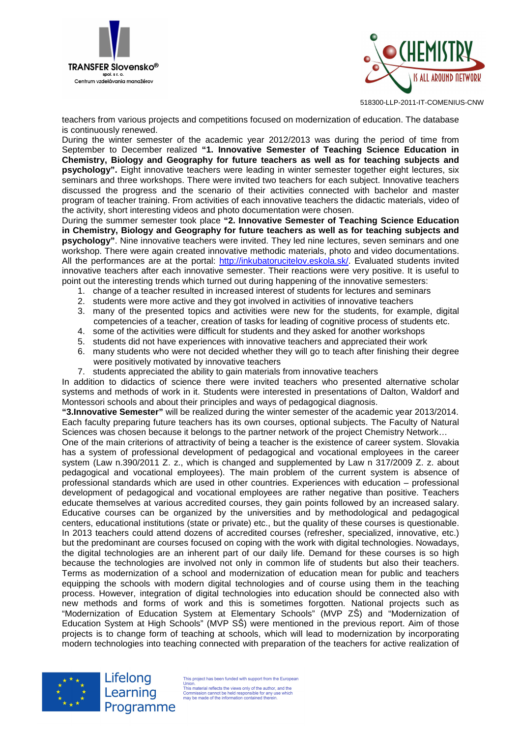teachers from various projects and competitions focused on modernization of education. The database is continuously renewed.

During the winter semester of the academic year 2012/2013 was during the period of time from September to December realized **"1. Innovative Semester of Teaching Science Education in Chemistry, Biology and Geography for future teachers as well as for teaching subjects and psychology".** Eight innovative teachers were leading in winter semester together eight lectures, six seminars and three workshops. There were invited two teachers for each subject. Innovative teachers discussed the progress and the scenario of their activities connected with bachelor and master program of teacher training. From activities of each innovative teachers the didactic materials, video of the activity, short interesting videos and photo documentation were chosen.

During the summer semester took place **"2. Innovative Semester of Teaching Science Education in Chemistry, Biology and Geography for future teachers as well as for teaching subjects and psychology"**. Nine innovative teachers were invited. They led nine lectures, seven seminars and one workshop. There were again created innovative methodic materials, photo and video documentations. All the performances are at the portal: [http://inkubatorucitelov.eskola.sk/](http://inkubatorucitelov.eskola.sk/). Evaluated students invited innovative teachers after each innovative semester. Their reactions were very positive. It is useful to point out the interesting trends which turned out during happening of the innovative semesters:

1. change of a teacher resulted in increased interest of students for lectures and seminars
2. students were more active and they got involved in activities of innovative teachers
3. many of the presented topics and activities were new for the students, for example, digital competencies of a teacher, creation of tasks for leading of cognitive process of students etc.
4. some of the activities were difficult for students and they asked for another workshops
5. students did not have experiences with innovative teachers and appreciated their work
6. many students who were not decided whether they will go to teach after finishing their degree were positively motivated by innovative teachers
7. students appreciated the ability to gain materials from innovative teachers

In addition to didactics of science there were invited teachers who presented alternative scholar systems and methods of work in it. Students were interested in presentations of Dalton, Waldorf and Montessori schools and about their principles and ways of pedagogical diagnosis.

**"3.Innovative Semester"** will be realized during the winter semester of the academic year 2013/2014. Each faculty preparing future teachers has its own courses, optional subjects. The Faculty of Natural Sciences was chosen because it belongs to the partner network of the project Chemistry Network…

One of the main criterions of attractivity of being a teacher is the existence of career system. Slovakia has a system of professional development of pedagogical and vocational employees in the career system (Law n.390/2011 Z. z., which is changed and supplemented by Law n 317/2009 Z. z. about pedagogical and vocational employees). The main problem of the current system is absence of professional standards which are used in other countries. Experiences with education – professional development of pedagogical and vocational employees are rather negative than positive. Teachers educate themselves at various accredited courses, they gain points followed by an increased salary. Educative courses can be organized by the universities and by methodological and pedagogical centers, educational institutions (state or private) etc., but the quality of these courses is questionable. In 2013 teachers could attend dozens of accredited courses (refresher, specialized, innovative, etc.) but the predominant are courses focused on coping with the work with digital technologies. Nowadays, the digital technologies are an inherent part of our daily life. Demand for these courses is so high because the technologies are involved not only in common life of students but also their teachers. Terms as modernization of a school and modernization of education mean for public and teachers equipping the schools with modern digital technologies and of course using them in the teaching process. However, integration of digital technologies into education should be connected also with new methods and forms of work and this is sometimes forgotten. National projects such as "Modernization of Education System at Elementary Schools" (MVP ZŠ) and "Modernization of Education System at High Schools" (MVP SŠ) were mentioned in the previous report. Aim of those projects is to change form of teaching at schools, which will lead to modernization by incorporating modern technologies into teaching connected with preparation of the teachers for active realization of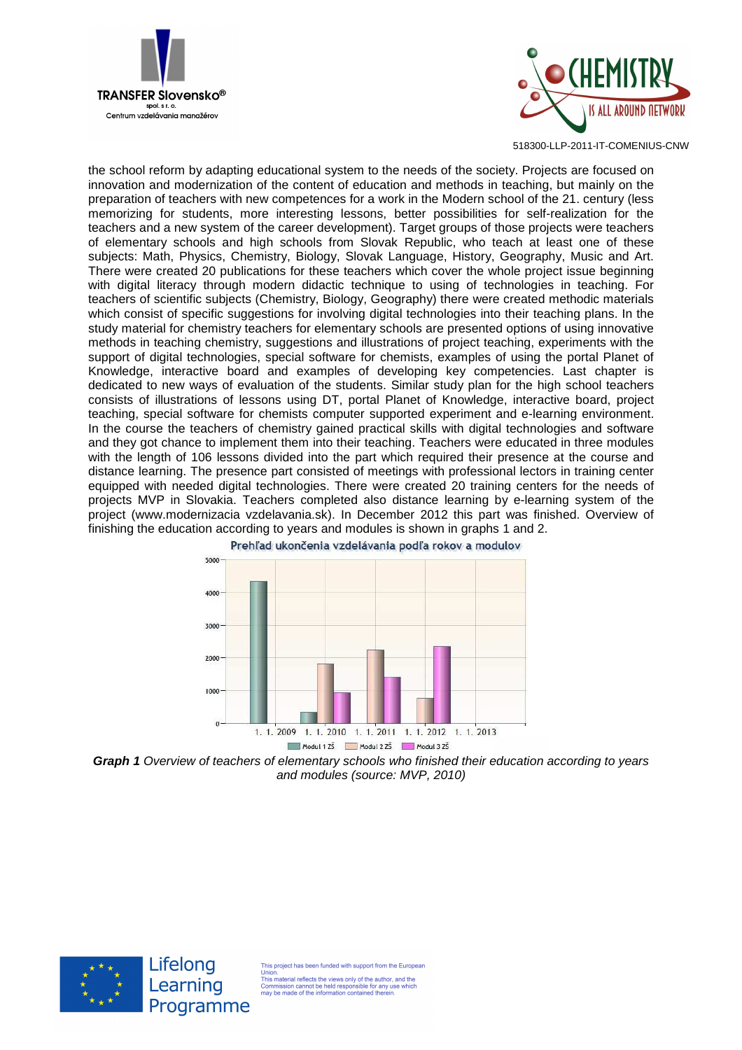the school reform by adapting educational system to the needs of the society. Projects are focused on innovation and modernization of the content of education and methods in teaching, but mainly on the preparation of teachers with new competences for a work in the Modern school of the 21. century (less memorizing for students, more interesting lessons, better possibilities for self-realization for the teachers and a new system of the career development). Target groups of those projects were teachers of elementary schools and high schools from Slovak Republic, who teach at least one of these subjects: Math, Physics, Chemistry, Biology, Slovak Language, History, Geography, Music and Art. There were created 20 publications for these teachers which cover the whole project issue beginning with digital literacy through modern didactic technique to using of technologies in teaching. For teachers of scientific subjects (Chemistry, Biology, Geography) there were created methodic materials which consist of specific suggestions for involving digital technologies into their teaching plans. In the study material for chemistry teachers for elementary schools are presented options of using innovative methods in teaching chemistry, suggestions and illustrations of project teaching, experiments with the support of digital technologies, special software for chemists, examples of using the portal Planet of Knowledge, interactive board and examples of developing key competencies. Last chapter is dedicated to new ways of evaluation of the students. Similar study plan for the high school teachers consists of illustrations of lessons using DT, portal Planet of Knowledge, interactive board, project teaching, special software for chemists computer supported experiment and e-learning environment. In the course the teachers of chemistry gained practical skills with digital technologies and software and they got chance to implement them into their teaching. Teachers were educated in three modules with the length of 106 lessons divided into the part which required their presence at the course and distance learning. The presence part consisted of meetings with professional lectors in training center equipped with needed digital technologies. There were created 20 training centers for the needs of projects MVP in Slovakia. Teachers completed also distance learning by e-learning system of the project (www.modernizacia vzdelavania.sk). In December 2012 this part was finished. Overview of finishing the education according to years and modules is shown in graphs 1 and 2.

Prehľad ukončenia vzdelávania podľa rokov a modulov

| Date | Modul 1 ZŠ | Modul 2 ZŠ | Modul 3 ZŠ |
|---|---|---|---|
| 1. 1. 2009 | ~4350 | | |
| 1. 1. 2010 | ~350 | ~1800 | ~950 |
| 1. 1. 2011 | | ~2250 | ~1400 |
| 1. 1. 2012 | | ~780 | ~2350 |
| 1. 1. 2013 | | | |

***Graph 1** Overview of teachers of elementary schools who finished their education according to years and modules (source: MVP, 2010)*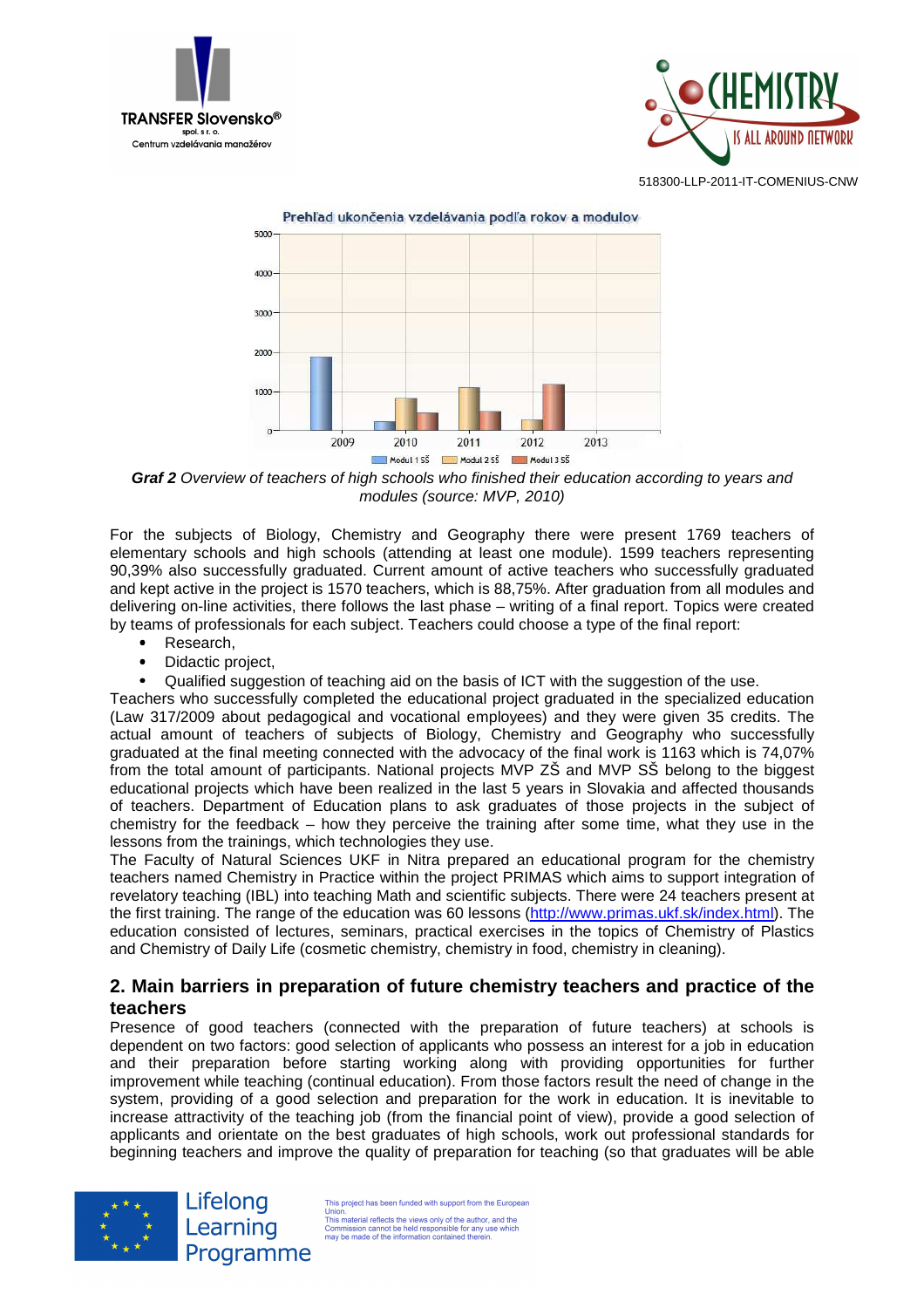**Graf 2** *Overview of teachers of high schools who finished their education according to years and modules (source: MVP, 2010)*

For the subjects of Biology, Chemistry and Geography there were present 1769 teachers of elementary schools and high schools (attending at least one module). 1599 teachers representing 90,39% also successfully graduated. Current amount of active teachers who successfully graduated and kept active in the project is 1570 teachers, which is 88,75%. After graduation from all modules and delivering on-line activities, there follows the last phase – writing of a final report. Topics were created by teams of professionals for each subject. Teachers could choose a type of the final report:

- Research,
- Didactic project,
- Qualified suggestion of teaching aid on the basis of ICT with the suggestion of the use.

Teachers who successfully completed the educational project graduated in the specialized education (Law 317/2009 about pedagogical and vocational employees) and they were given 35 credits. The actual amount of teachers of subjects of Biology, Chemistry and Geography who successfully graduated at the final meeting connected with the advocacy of the final work is 1163 which is 74,07% from the total amount of participants. National projects MVP ZŠ and MVP SŠ belong to the biggest educational projects which have been realized in the last 5 years in Slovakia and affected thousands of teachers. Department of Education plans to ask graduates of those projects in the subject of chemistry for the feedback – how they perceive the training after some time, what they use in the lessons from the trainings, which technologies they use.

The Faculty of Natural Sciences UKF in Nitra prepared an educational program for the chemistry teachers named Chemistry in Practice within the project PRIMAS which aims to support integration of revelatory teaching (IBL) into teaching Math and scientific subjects. There were 24 teachers present at the first training. The range of the education was 60 lessons (http://www.primas.ukf.sk/index.html). The education consisted of lectures, seminars, practical exercises in the topics of Chemistry of Plastics and Chemistry of Daily Life (cosmetic chemistry, chemistry in food, chemistry in cleaning).

## 2. Main barriers in preparation of future chemistry teachers and practice of the teachers

Presence of good teachers (connected with the preparation of future teachers) at schools is dependent on two factors: good selection of applicants who possess an interest for a job in education and their preparation before starting working along with providing opportunities for further improvement while teaching (continual education). From those factors result the need of change in the system, providing of a good selection and preparation for the work in education. It is inevitable to increase attractivity of the teaching job (from the financial point of view), provide a good selection of applicants and orientate on the best graduates of high schools, work out professional standards for beginning teachers and improve the quality of preparation for teaching (so that graduates will be able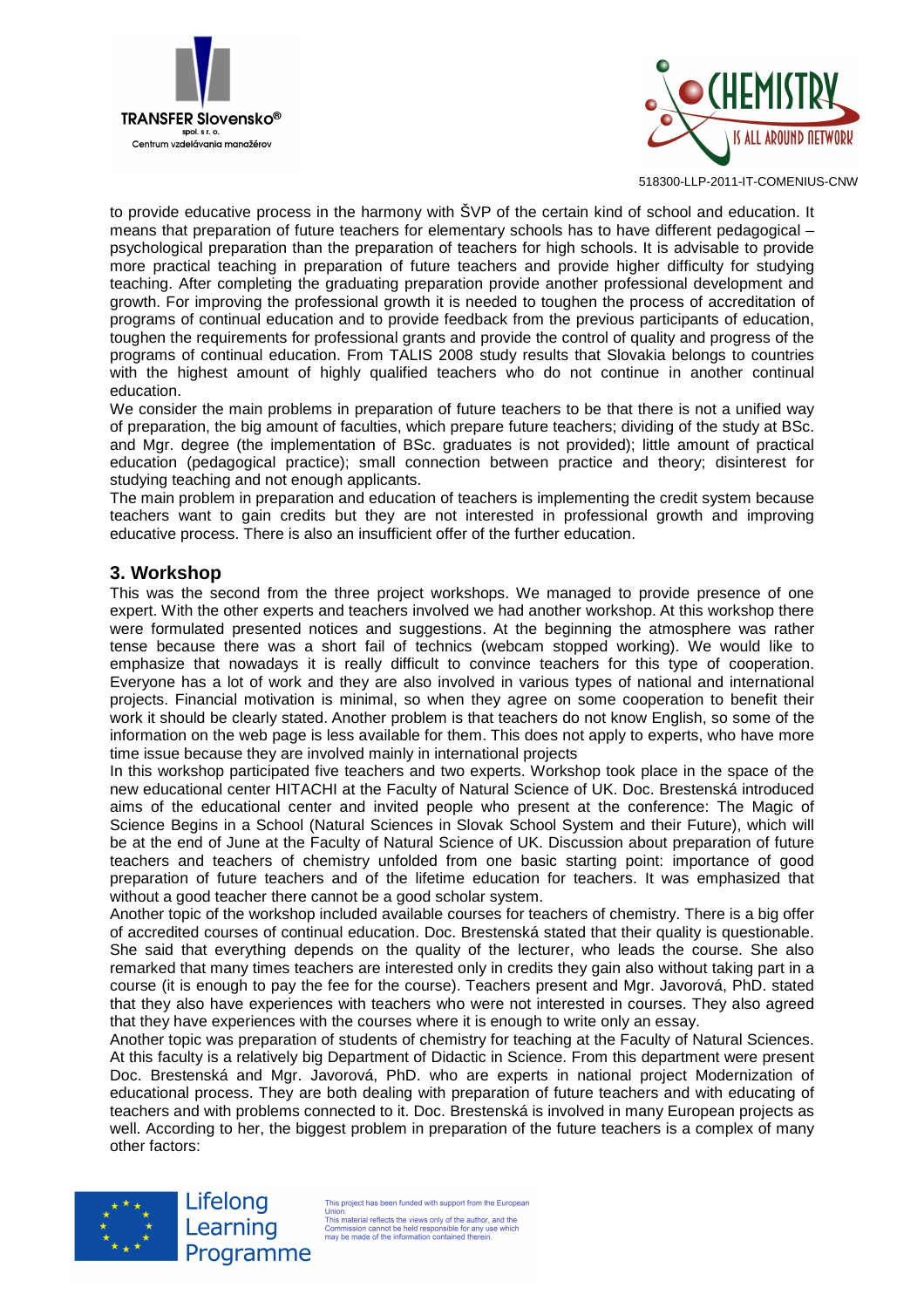to provide educative process in the harmony with ŠVP of the certain kind of school and education. It means that preparation of future teachers for elementary schools has to have different pedagogical – psychological preparation than the preparation of teachers for high schools. It is advisable to provide more practical teaching in preparation of future teachers and provide higher difficulty for studying teaching. After completing the graduating preparation provide another professional development and growth. For improving the professional growth it is needed to toughen the process of accreditation of programs of continual education and to provide feedback from the previous participants of education, toughen the requirements for professional grants and provide the control of quality and progress of the programs of continual education. From TALIS 2008 study results that Slovakia belongs to countries with the highest amount of highly qualified teachers who do not continue in another continual education.

We consider the main problems in preparation of future teachers to be that there is not a unified way of preparation, the big amount of faculties, which prepare future teachers; dividing of the study at BSc. and Mgr. degree (the implementation of BSc. graduates is not provided); little amount of practical education (pedagogical practice); small connection between practice and theory; disinterest for studying teaching and not enough applicants.

The main problem in preparation and education of teachers is implementing the credit system because teachers want to gain credits but they are not interested in professional growth and improving educative process. There is also an insufficient offer of the further education.

## 3. Workshop

This was the second from the three project workshops. We managed to provide presence of one expert. With the other experts and teachers involved we had another workshop. At this workshop there were formulated presented notices and suggestions. At the beginning the atmosphere was rather tense because there was a short fail of technics (webcam stopped working). We would like to emphasize that nowadays it is really difficult to convince teachers for this type of cooperation. Everyone has a lot of work and they are also involved in various types of national and international projects. Financial motivation is minimal, so when they agree on some cooperation to benefit their work it should be clearly stated. Another problem is that teachers do not know English, so some of the information on the web page is less available for them. This does not apply to experts, who have more time issue because they are involved mainly in international projects

In this workshop participated five teachers and two experts. Workshop took place in the space of the new educational center HITACHI at the Faculty of Natural Science of UK. Doc. Brestenská introduced aims of the educational center and invited people who present at the conference: The Magic of Science Begins in a School (Natural Sciences in Slovak School System and their Future), which will be at the end of June at the Faculty of Natural Science of UK. Discussion about preparation of future teachers and teachers of chemistry unfolded from one basic starting point: importance of good preparation of future teachers and of the lifetime education for teachers. It was emphasized that without a good teacher there cannot be a good scholar system.

Another topic of the workshop included available courses for teachers of chemistry. There is a big offer of accredited courses of continual education. Doc. Brestenská stated that their quality is questionable. She said that everything depends on the quality of the lecturer, who leads the course. She also remarked that many times teachers are interested only in credits they gain also without taking part in a course (it is enough to pay the fee for the course). Teachers present and Mgr. Javorová, PhD. stated that they also have experiences with teachers who were not interested in courses. They also agreed that they have experiences with the courses where it is enough to write only an essay.

Another topic was preparation of students of chemistry for teaching at the Faculty of Natural Sciences. At this faculty is a relatively big Department of Didactic in Science. From this department were present Doc. Brestenská and Mgr. Javorová, PhD. who are experts in national project Modernization of educational process. They are both dealing with preparation of future teachers and with educating of teachers and with problems connected to it. Doc. Brestenská is involved in many European projects as well. According to her, the biggest problem in preparation of the future teachers is a complex of many other factors: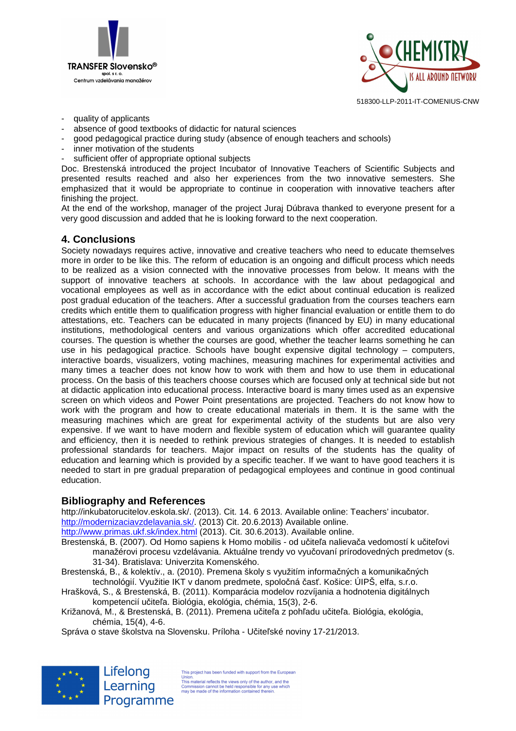- quality of applicants
- absence of good textbooks of didactic for natural sciences
- good pedagogical practice during study (absence of enough teachers and schools)
- inner motivation of the students
- sufficient offer of appropriate optional subjects

Doc. Brestenská introduced the project Incubator of Innovative Teachers of Scientific Subjects and presented results reached and also her experiences from the two innovative semesters. She emphasized that it would be appropriate to continue in cooperation with innovative teachers after finishing the project.

At the end of the workshop, manager of the project Juraj Dúbrava thanked to everyone present for a very good discussion and added that he is looking forward to the next cooperation.

## 4. Conclusions

Society nowadays requires active, innovative and creative teachers who need to educate themselves more in order to be like this. The reform of education is an ongoing and difficult process which needs to be realized as a vision connected with the innovative processes from below. It means with the support of innovative teachers at schools. In accordance with the law about pedagogical and vocational employees as well as in accordance with the edict about continual education is realized post gradual education of the teachers. After a successful graduation from the courses teachers earn credits which entitle them to qualification progress with higher financial evaluation or entitle them to do attestations, etc. Teachers can be educated in many projects (financed by EU) in many educational institutions, methodological centers and various organizations which offer accredited educational courses. The question is whether the courses are good, whether the teacher learns something he can use in his pedagogical practice. Schools have bought expensive digital technology – computers, interactive boards, visualizers, voting machines, measuring machines for experimental activities and many times a teacher does not know how to work with them and how to use them in educational process. On the basis of this teachers choose courses which are focused only at technical side but not at didactic application into educational process. Interactive board is many times used as an expensive screen on which videos and Power Point presentations are projected. Teachers do not know how to work with the program and how to create educational materials in them. It is the same with the measuring machines which are great for experimental activity of the students but are also very expensive. If we want to have modern and flexible system of education which will guarantee quality and efficiency, then it is needed to rethink previous strategies of changes. It is needed to establish professional standards for teachers. Major impact on results of the students has the quality of education and learning which is provided by a specific teacher. If we want to have good teachers it is needed to start in pre gradual preparation of pedagogical employees and continue in good continual education.

## Bibliography and References

http://inkubatorucitelov.eskola.sk/. (2013). Cit. 14. 6 2013. Available online: Teachers' incubator.

http://modernizaciavzdelavania.sk/. (2013) Cit. 20.6.2013) Available online.

http://www.primas.ukf.sk/index.html (2013). Cit. 30.6.2013). Available online.

Brestenská, B. (2007). Od Homo sapiens k Homo mobilis - od učiteľa nalievača vedomostí k učiteľovi manažérovi procesu vzdelávania. Aktuálne trendy vo vyučovaní prírodovedných predmetov (s. 31-34). Bratislava: Univerzita Komenského.

Brestenská, B., & kolektív., a. (2010). Premena školy s využitím informačných a komunikačných technológií. Využitie IKT v danom predmete, spoločná časť. Košice: ÚIPŠ, elfa, s.r.o.

Hrašková, S., & Brestenská, B. (2011). Komparácia modelov rozvíjania a hodnotenia digitálnych kompetencií učiteľa. Biológia, ekológia, chémia, 15(3), 2-6.

Križanová, M., & Brestenská, B. (2011). Premena učiteľa z pohľadu učiteľa. Biológia, ekológia, chémia, 15(4), 4-6.

Správa o stave školstva na Slovensku. Príloha - Učiteľské noviny 17-21/2013.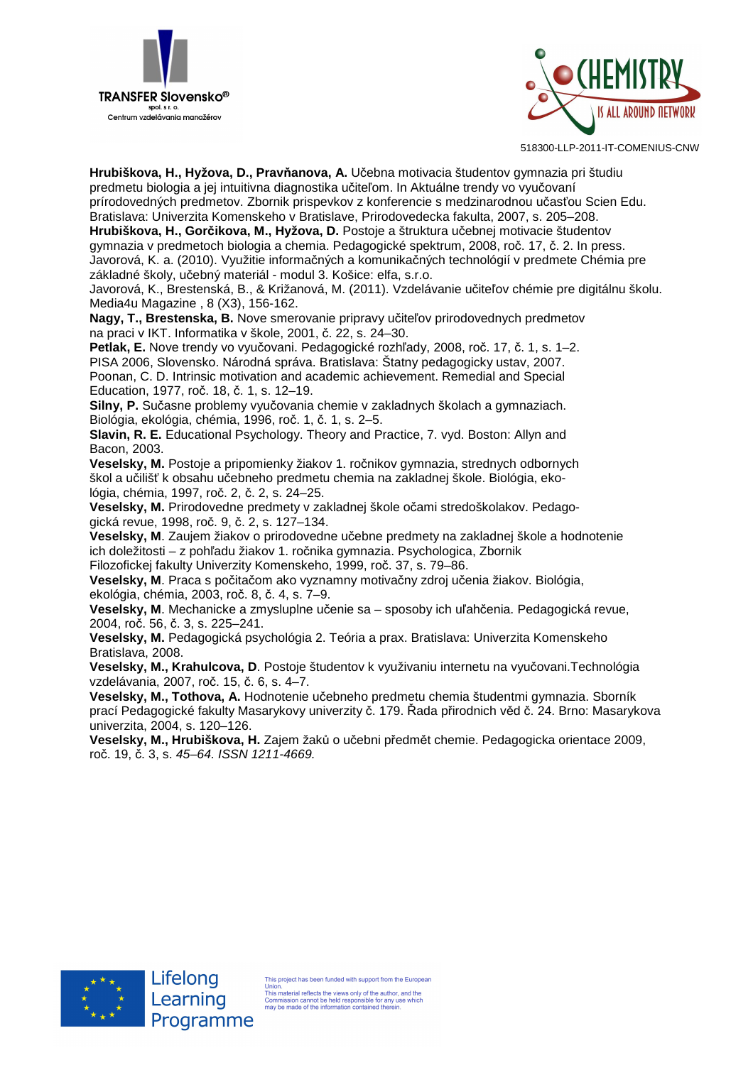**Hrubiškova, H., Hyžova, D., Pravňanova, A.** Učebna motivacia študentov gymnazia pri študiu predmetu biologia a jej intuitivna diagnostika učiteľom. In Aktuálne trendy vo vyučovaní prírodovedných predmetov. Zborník prispevkov z konferencie s medzinarodnou učasťou Scien Edu. Bratislava: Univerzita Komenskeho v Bratislave, Prirodovedecka fakulta, 2007, s. 205–208.

**Hrubiškova, H., Gorčikova, M., Hyžova, D.** Postoje a štruktura učebnej motivacie študentov gymnazia v predmetoch biologia a chemia. Pedagogické spektrum, 2008, roč. 17, č. 2. In press.

Javorová, K. a. (2010). Využitie informačných a komunikačných technológií v predmete Chémia pre základné školy, učebný materiál - modul 3. Košice: elfa, s.r.o.

Javorová, K., Brestenská, B., & Križanová, M. (2011). Vzdelávanie učiteľov chémie pre digitálnu školu. Media4u Magazine , 8 (X3), 156-162.

**Nagy, T., Brestenska, B.** Nove smerovanie pripravy učiteľov prirodovednych predmetov na praci v IKT. Informatika v škole, 2001, č. 22, s. 24–30.

**Petlak, E.** Nove trendy vo vyučovani. Pedagogické rozhľady, 2008, roč. 17, č. 1, s. 1–2.

PISA 2006, Slovensko. Národná správa. Bratislava: Štatny pedagogicky ustav, 2007.

Poonan, C. D. Intrinsic motivation and academic achievement. Remedial and Special Education, 1977, roč. 18, č. 1, s. 12–19.

**Silny, P.** Sučasne problemy vyučovania chemie v zakladnych školach a gymnaziach. Biológia, ekológia, chémia, 1996, roč. 1, č. 1, s. 2–5.

**Slavin, R. E.** Educational Psychology. Theory and Practice, 7. vyd. Boston: Allyn and Bacon, 2003.

**Veselsky, M.** Postoje a pripomienky žiakov 1. ročnikov gymnazia, strednych odbornych škol a učilišť k obsahu učebneho predmetu chemia na zakladnej škole. Biológia, ekológia, chémia, 1997, roč. 2, č. 2, s. 24–25.

**Veselsky, M.** Prirodovedne predmety v zakladnej škole očami stredoškolakov. Pedagogická revue, 1998, roč. 9, č. 2, s. 127–134.

**Veselsky, M**. Zaujem žiakov o prirodovedne učebne predmety na zakladnej škole a hodnotenie ich doležitosti – z pohľadu žiakov 1. ročnika gymnazia. Psychologica, Zbornik Filozofickej fakulty Univerzity Komenskeho, 1999, roč. 37, s. 79–86.

**Veselsky, M**. Praca s počitačom ako vyznamny motivačny zdroj učenia žiakov. Biológia, ekológia, chémia, 2003, roč. 8, č. 4, s. 7–9.

**Veselsky, M**. Mechanicke a zmysluplne učenie sa – sposoby ich uľahčenia. Pedagogická revue, 2004, roč. 56, č. 3, s. 225–241.

**Veselsky, M.** Pedagogická psychológia 2. Teória a prax. Bratislava: Univerzita Komenskeho Bratislava, 2008.

**Veselsky, M., Krahulcova, D**. Postoje študentov k využivaniu internetu na vyučovani.Technológia vzdelávania, 2007, roč. 15, č. 6, s. 4–7.

**Veselsky, M., Tothova, A.** Hodnotenie učebneho predmetu chemia študentmi gymnazia. Sborník prací Pedagogické fakulty Masarykovy univerzity č. 179. Řada přirodnich věd č. 24. Brno: Masarykova univerzita, 2004, s. 120–126.

**Veselsky, M., Hrubiškova, H.** Zajem žaků o učebni předmět chemie. Pedagogicka orientace 2009, roč. 19, č. 3, s. *45–64. ISSN 1211-4669.*

This project has been funded with support from the European Union.
This material reflects the views only of the author, and the Commission cannot be held responsible for any use which may be made of the information contained therein.